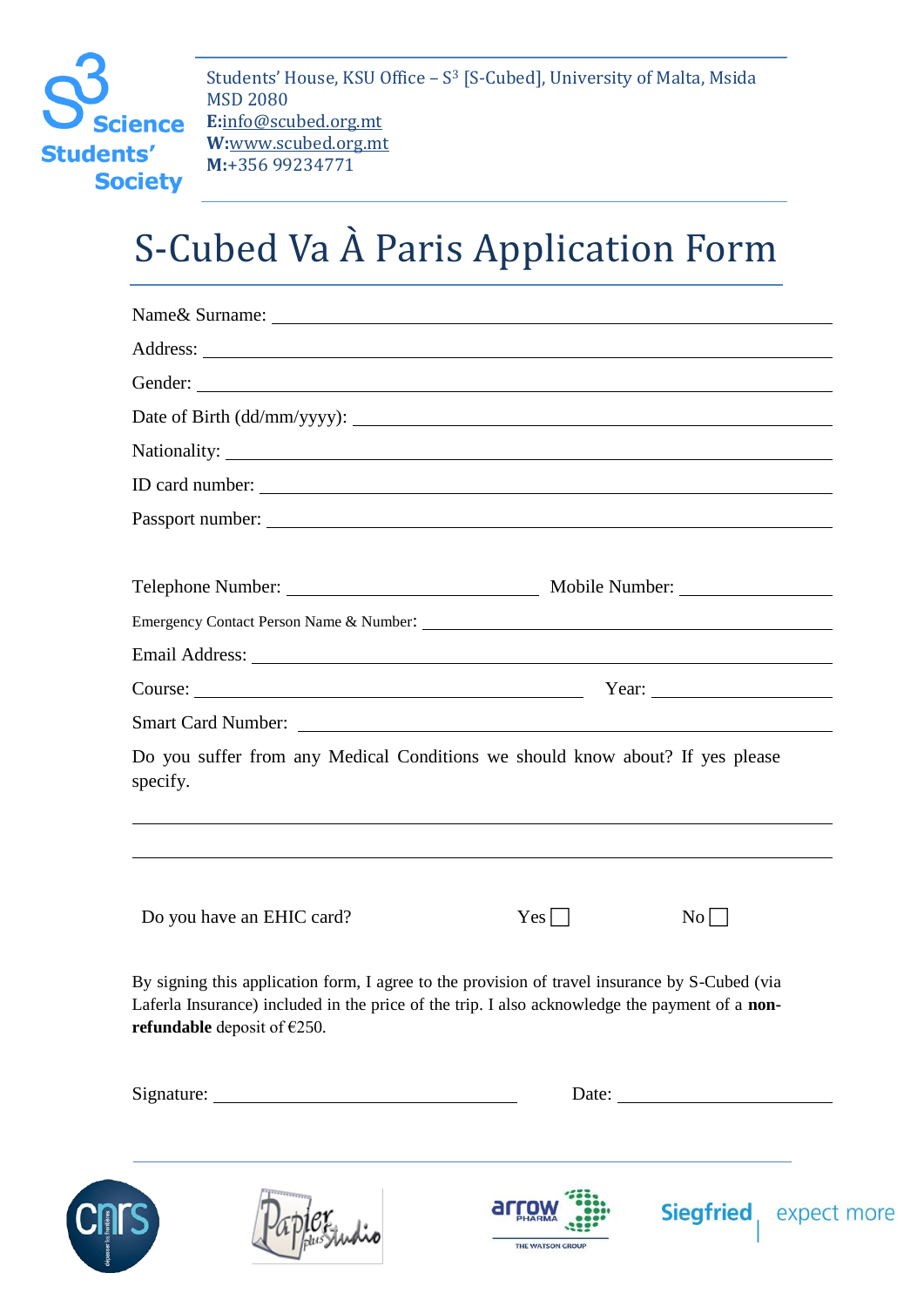S3 Science Students' Society

Students' House, KSU Office – S[3] [S-Cubed], University of Malta, Msida MSD 2080
**E:**info@scubed.org.mt
**W:**www.scubed.org.mt
**M:**+356 99234771

# S-Cubed Va À Paris Application Form

Name& Surname: ______________________________

Address: ______________________________

Gender: ______________________________

Date of Birth (dd/mm/yyyy): ______________________________

Nationality: ______________________________

ID card number: ______________________________

Passport number: ______________________________

Telephone Number: ______________ Mobile Number: ______________

Emergency Contact Person Name & Number: ______________________________

Email Address: ______________________________

Course: ______________________ Year: ______________

Smart Card Number: ______________________________

Do you suffer from any Medical Conditions we should know about? If yes please specify.

______________________________

______________________________

Do you have an EHIC card? Yes ☐ No ☐

By signing this application form, I agree to the provision of travel insurance by S-Cubed (via Laferla Insurance) included in the price of the trip. I also acknowledge the payment of a **non-refundable** deposit of €250.

Signature: ______________________ Date: ______________

cnrs | Papier plus Studio | arrow PHARMA THE WATSON GROUP | Siegfried expect more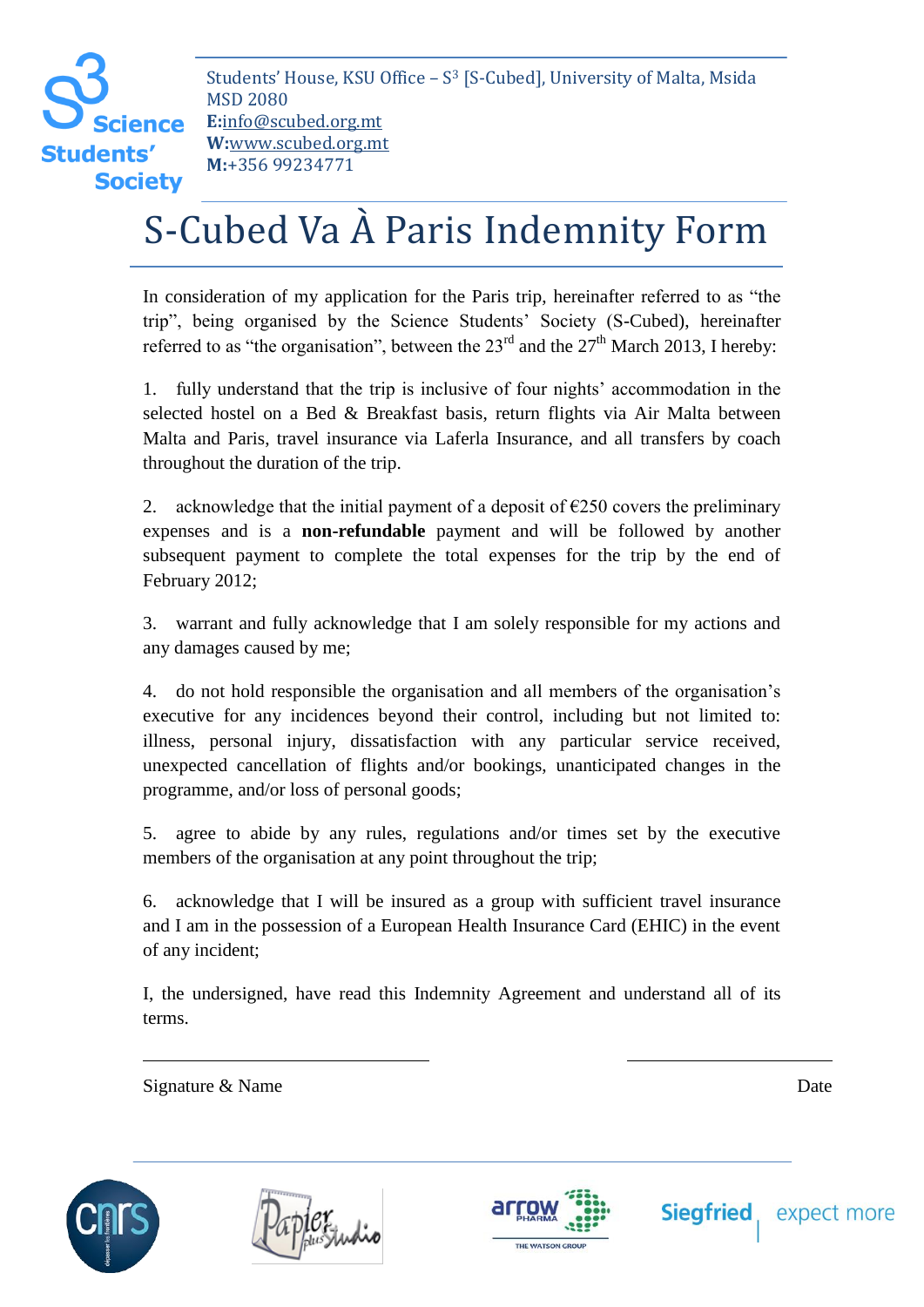Students' House, KSU Office – $S^3$ [S-Cubed], University of Malta, Msida MSD 2080
**E:**info@scubed.org.mt
**W:**www.scubed.org.mt
**M:**+356 99234771

# S-Cubed Va À Paris Indemnity Form

In consideration of my application for the Paris trip, hereinafter referred to as "the trip", being organised by the Science Students' Society (S-Cubed), hereinafter referred to as "the organisation", between the 23rd and the 27th March 2013, I hereby:

1. fully understand that the trip is inclusive of four nights' accommodation in the selected hostel on a Bed & Breakfast basis, return flights via Air Malta between Malta and Paris, travel insurance via Laferla Insurance, and all transfers by coach throughout the duration of the trip.

2. acknowledge that the initial payment of a deposit of €250 covers the preliminary expenses and is a **non-refundable** payment and will be followed by another subsequent payment to complete the total expenses for the trip by the end of February 2012;

3. warrant and fully acknowledge that I am solely responsible for my actions and any damages caused by me;

4. do not hold responsible the organisation and all members of the organisation's executive for any incidences beyond their control, including but not limited to: illness, personal injury, dissatisfaction with any particular service received, unexpected cancellation of flights and/or bookings, unanticipated changes in the programme, and/or loss of personal goods;

5. agree to abide by any rules, regulations and/or times set by the executive members of the organisation at any point throughout the trip;

6. acknowledge that I will be insured as a group with sufficient travel insurance and I am in the possession of a European Health Insurance Card (EHIC) in the event of any incident;

I, the undersigned, have read this Indemnity Agreement and understand all of its terms.

Signature & Name ____________________ Date ____________________